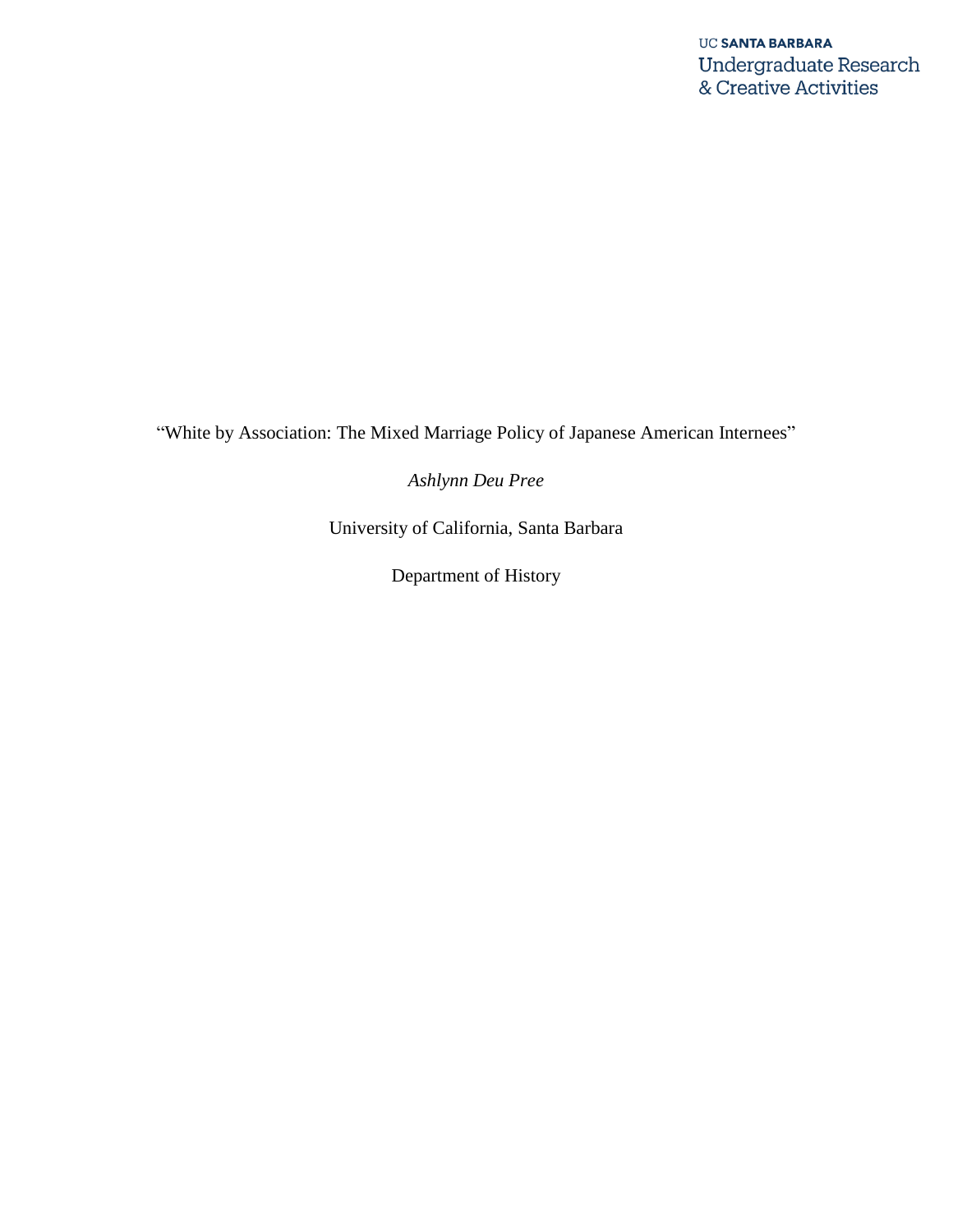UC SANTA BARBARA
Undergraduate Research
& Creative Activities

# "White by Association: The Mixed Marriage Policy of Japanese American Internees"

*Ashlynn Deu Pree*

University of California, Santa Barbara

Department of History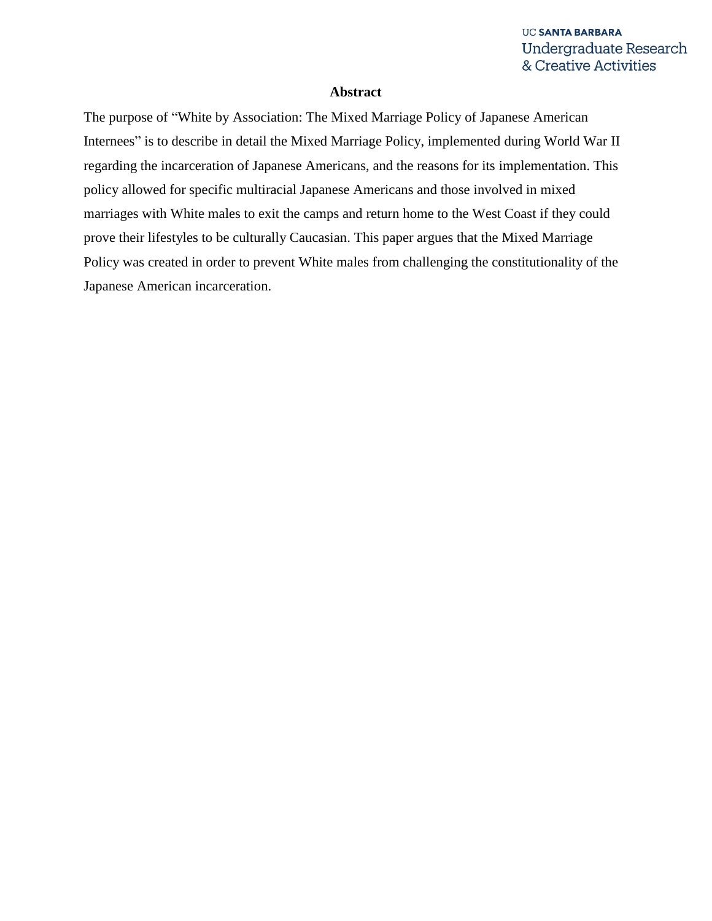## Abstract

The purpose of "White by Association: The Mixed Marriage Policy of Japanese American Internees" is to describe in detail the Mixed Marriage Policy, implemented during World War II regarding the incarceration of Japanese Americans, and the reasons for its implementation. This policy allowed for specific multiracial Japanese Americans and those involved in mixed marriages with White males to exit the camps and return home to the West Coast if they could prove their lifestyles to be culturally Caucasian. This paper argues that the Mixed Marriage Policy was created in order to prevent White males from challenging the constitutionality of the Japanese American incarceration.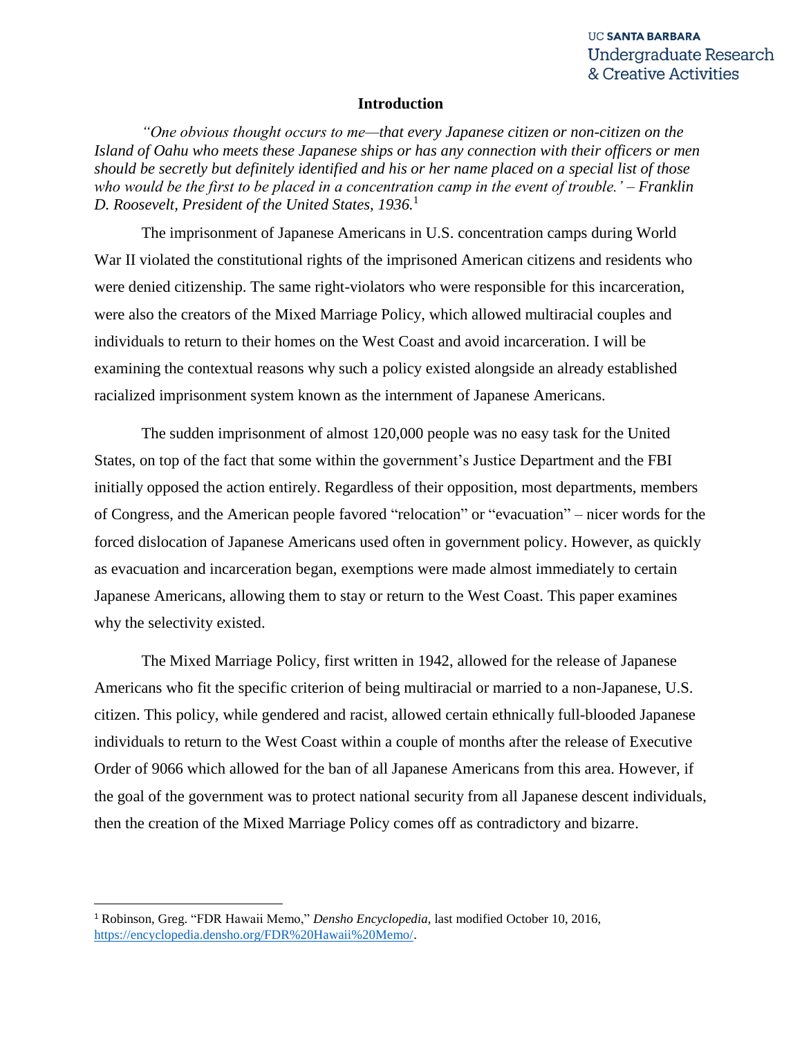## Introduction

*"One obvious thought occurs to me—that every Japanese citizen or non-citizen on the Island of Oahu who meets these Japanese ships or has any connection with their officers or men should be secretly but definitely identified and his or her name placed on a special list of those who would be the first to be placed in a concentration camp in the event of trouble.' – Franklin D. Roosevelt, President of the United States, 1936.*[1]

The imprisonment of Japanese Americans in U.S. concentration camps during World War II violated the constitutional rights of the imprisoned American citizens and residents who were denied citizenship. The same right-violators who were responsible for this incarceration, were also the creators of the Mixed Marriage Policy, which allowed multiracial couples and individuals to return to their homes on the West Coast and avoid incarceration. I will be examining the contextual reasons why such a policy existed alongside an already established racialized imprisonment system known as the internment of Japanese Americans.

The sudden imprisonment of almost 120,000 people was no easy task for the United States, on top of the fact that some within the government's Justice Department and the FBI initially opposed the action entirely. Regardless of their opposition, most departments, members of Congress, and the American people favored "relocation" or "evacuation" – nicer words for the forced dislocation of Japanese Americans used often in government policy. However, as quickly as evacuation and incarceration began, exemptions were made almost immediately to certain Japanese Americans, allowing them to stay or return to the West Coast. This paper examines why the selectivity existed.

The Mixed Marriage Policy, first written in 1942, allowed for the release of Japanese Americans who fit the specific criterion of being multiracial or married to a non-Japanese, U.S. citizen. This policy, while gendered and racist, allowed certain ethnically full-blooded Japanese individuals to return to the West Coast within a couple of months after the release of Executive Order of 9066 which allowed for the ban of all Japanese Americans from this area. However, if the goal of the government was to protect national security from all Japanese descent individuals, then the creation of the Mixed Marriage Policy comes off as contradictory and bizarre.

---

[1] Robinson, Greg. "FDR Hawaii Memo," *Densho Encyclopedia,* last modified October 10, 2016, https://encyclopedia.densho.org/FDR%20Hawaii%20Memo/.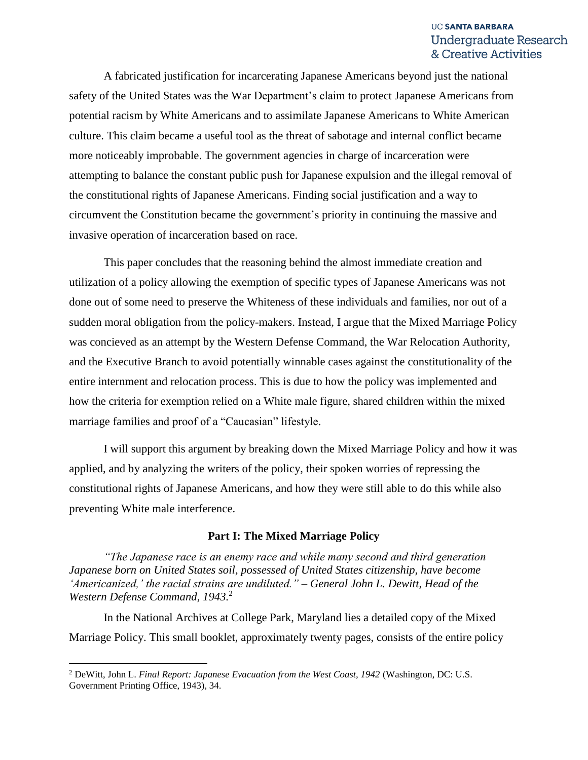A fabricated justification for incarcerating Japanese Americans beyond just the national safety of the United States was the War Department's claim to protect Japanese Americans from potential racism by White Americans and to assimilate Japanese Americans to White American culture. This claim became a useful tool as the threat of sabotage and internal conflict became more noticeably improbable. The government agencies in charge of incarceration were attempting to balance the constant public push for Japanese expulsion and the illegal removal of the constitutional rights of Japanese Americans. Finding social justification and a way to circumvent the Constitution became the government's priority in continuing the massive and invasive operation of incarceration based on race.

This paper concludes that the reasoning behind the almost immediate creation and utilization of a policy allowing the exemption of specific types of Japanese Americans was not done out of some need to preserve the Whiteness of these individuals and families, nor out of a sudden moral obligation from the policy-makers. Instead, I argue that the Mixed Marriage Policy was concieved as an attempt by the Western Defense Command, the War Relocation Authority, and the Executive Branch to avoid potentially winnable cases against the constitutionality of the entire internment and relocation process. This is due to how the policy was implemented and how the criteria for exemption relied on a White male figure, shared children within the mixed marriage families and proof of a "Caucasian" lifestyle.

I will support this argument by breaking down the Mixed Marriage Policy and how it was applied, and by analyzing the writers of the policy, their spoken worries of repressing the constitutional rights of Japanese Americans, and how they were still able to do this while also preventing White male interference.

## Part I: The Mixed Marriage Policy

*"The Japanese race is an enemy race and while many second and third generation Japanese born on United States soil, possessed of United States citizenship, have become 'Americanized,' the racial strains are undiluted." – General John L. Dewitt, Head of the Western Defense Command, 1943.*[2]

In the National Archives at College Park, Maryland lies a detailed copy of the Mixed Marriage Policy. This small booklet, approximately twenty pages, consists of the entire policy

[2] DeWitt, John L. *Final Report: Japanese Evacuation from the West Coast, 1942* (Washington, DC: U.S. Government Printing Office, 1943), 34.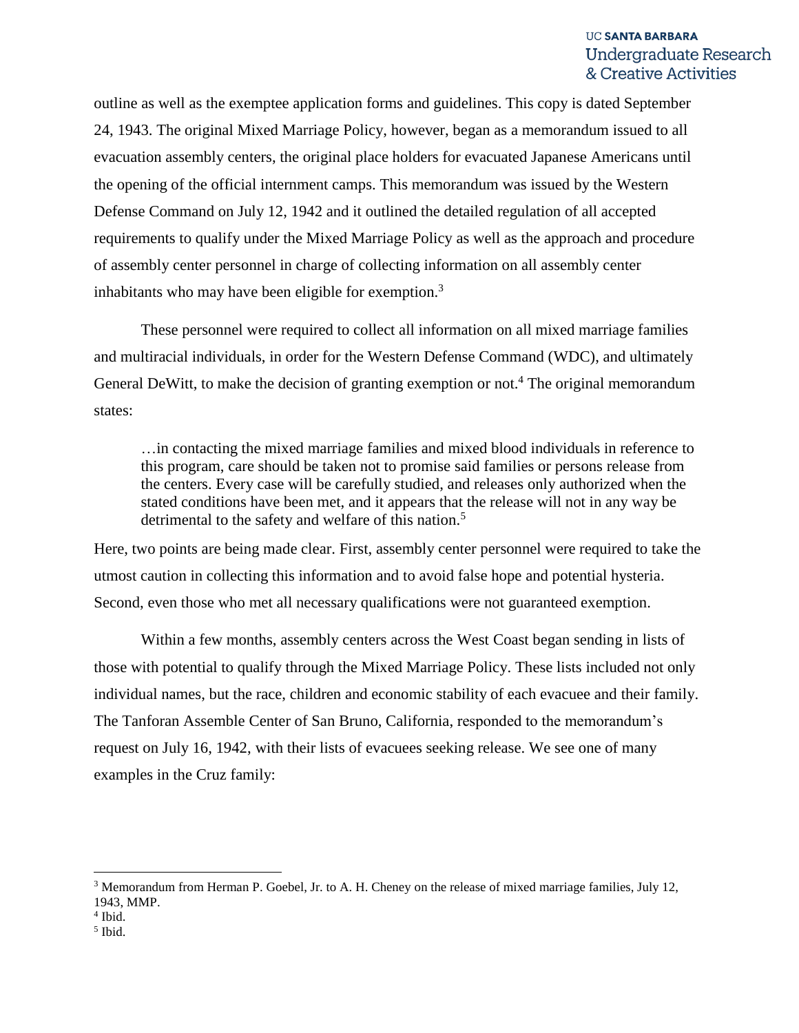outline as well as the exemptee application forms and guidelines. This copy is dated September 24, 1943. The original Mixed Marriage Policy, however, began as a memorandum issued to all evacuation assembly centers, the original place holders for evacuated Japanese Americans until the opening of the official internment camps. This memorandum was issued by the Western Defense Command on July 12, 1942 and it outlined the detailed regulation of all accepted requirements to qualify under the Mixed Marriage Policy as well as the approach and procedure of assembly center personnel in charge of collecting information on all assembly center inhabitants who may have been eligible for exemption.[3]

These personnel were required to collect all information on all mixed marriage families and multiracial individuals, in order for the Western Defense Command (WDC), and ultimately General DeWitt, to make the decision of granting exemption or not.[4] The original memorandum states:

> …in contacting the mixed marriage families and mixed blood individuals in reference to this program, care should be taken not to promise said families or persons release from the centers. Every case will be carefully studied, and releases only authorized when the stated conditions have been met, and it appears that the release will not in any way be detrimental to the safety and welfare of this nation.[5]

Here, two points are being made clear. First, assembly center personnel were required to take the utmost caution in collecting this information and to avoid false hope and potential hysteria. Second, even those who met all necessary qualifications were not guaranteed exemption.

Within a few months, assembly centers across the West Coast began sending in lists of those with potential to qualify through the Mixed Marriage Policy. These lists included not only individual names, but the race, children and economic stability of each evacuee and their family. The Tanforan Assemble Center of San Bruno, California, responded to the memorandum's request on July 16, 1942, with their lists of evacuees seeking release. We see one of many examples in the Cruz family:

---

[3] Memorandum from Herman P. Goebel, Jr. to A. H. Cheney on the release of mixed marriage families, July 12, 1943, MMP.

[4] Ibid.

[5] Ibid.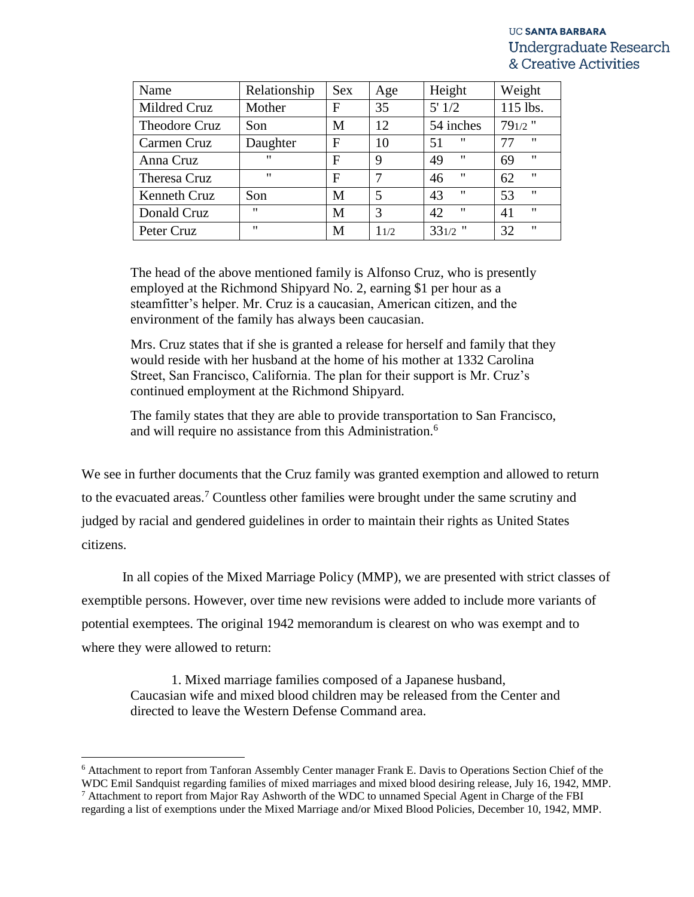| Name | Relationship | Sex | Age | Height | Weight |
| --- | --- | --- | --- | --- | --- |
| Mildred Cruz | Mother | F | 35 | 5' 1/2 | 115 lbs. |
| Theodore Cruz | Son | M | 12 | 54 inches | 79 1/2 " |
| Carmen Cruz | Daughter | F | 10 | 51 " | 77 " |
| Anna Cruz | " | F | 9 | 49 " | 69 " |
| Theresa Cruz | " | F | 7 | 46 " | 62 " |
| Kenneth Cruz | Son | M | 5 | 43 " | 53 " |
| Donald Cruz | " | M | 3 | 42 " | 41 " |
| Peter Cruz | " | M | 1 1/2 | 33 1/2 " | 32 " |

> The head of the above mentioned family is Alfonso Cruz, who is presently employed at the Richmond Shipyard No. 2, earning $1 per hour as a steamfitter's helper. Mr. Cruz is a caucasian, American citizen, and the environment of the family has always been caucasian.
>
> Mrs. Cruz states that if she is granted a release for herself and family that they would reside with her husband at the home of his mother at 1332 Carolina Street, San Francisco, California. The plan for their support is Mr. Cruz's continued employment at the Richmond Shipyard.
>
> The family states that they are able to provide transportation to San Francisco, and will require no assistance from this Administration.[6]

We see in further documents that the Cruz family was granted exemption and allowed to return to the evacuated areas.[7] Countless other families were brought under the same scrutiny and judged by racial and gendered guidelines in order to maintain their rights as United States citizens.

In all copies of the Mixed Marriage Policy (MMP), we are presented with strict classes of exemptible persons. However, over time new revisions were added to include more variants of potential exemptees. The original 1942 memorandum is clearest on who was exempt and to where they were allowed to return:

> 1. Mixed marriage families composed of a Japanese husband, Caucasian wife and mixed blood children may be released from the Center and directed to leave the Western Defense Command area.

[6] Attachment to report from Tanforan Assembly Center manager Frank E. Davis to Operations Section Chief of the WDC Emil Sandquist regarding families of mixed marriages and mixed blood desiring release, July 16, 1942, MMP.

[7] Attachment to report from Major Ray Ashworth of the WDC to unnamed Special Agent in Charge of the FBI regarding a list of exemptions under the Mixed Marriage and/or Mixed Blood Policies, December 10, 1942, MMP.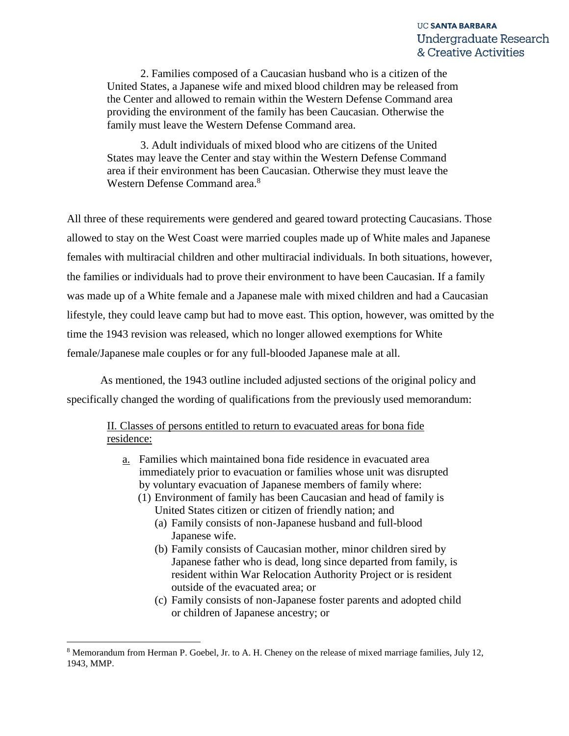2. Families composed of a Caucasian husband who is a citizen of the United States, a Japanese wife and mixed blood children may be released from the Center and allowed to remain within the Western Defense Command area providing the environment of the family has been Caucasian. Otherwise the family must leave the Western Defense Command area.

3. Adult individuals of mixed blood who are citizens of the United States may leave the Center and stay within the Western Defense Command area if their environment has been Caucasian. Otherwise they must leave the Western Defense Command area.[8]

All three of these requirements were gendered and geared toward protecting Caucasians. Those allowed to stay on the West Coast were married couples made up of White males and Japanese females with multiracial children and other multiracial individuals. In both situations, however, the families or individuals had to prove their environment to have been Caucasian. If a family was made up of a White female and a Japanese male with mixed children and had a Caucasian lifestyle, they could leave camp but had to move east. This option, however, was omitted by the time the 1943 revision was released, which no longer allowed exemptions for White female/Japanese male couples or for any full-blooded Japanese male at all.

As mentioned, the 1943 outline included adjusted sections of the original policy and specifically changed the wording of qualifications from the previously used memorandum:

> <u>II. Classes of persons entitled to return to evacuated areas for bona fide residence:</u>
>
> <u>a.</u> Families which maintained bona fide residence in evacuated area immediately prior to evacuation or families whose unit was disrupted by voluntary evacuation of Japanese members of family where:
>
> (1) Environment of family has been Caucasian and head of family is United States citizen or citizen of friendly nation; and
>
> (a) Family consists of non-Japanese husband and full-blood Japanese wife.
>
> (b) Family consists of Caucasian mother, minor children sired by Japanese father who is dead, long since departed from family, is resident within War Relocation Authority Project or is resident outside of the evacuated area; or
>
> (c) Family consists of non-Japanese foster parents and adopted child or children of Japanese ancestry; or

---

[8] Memorandum from Herman P. Goebel, Jr. to A. H. Cheney on the release of mixed marriage families, July 12, 1943, MMP.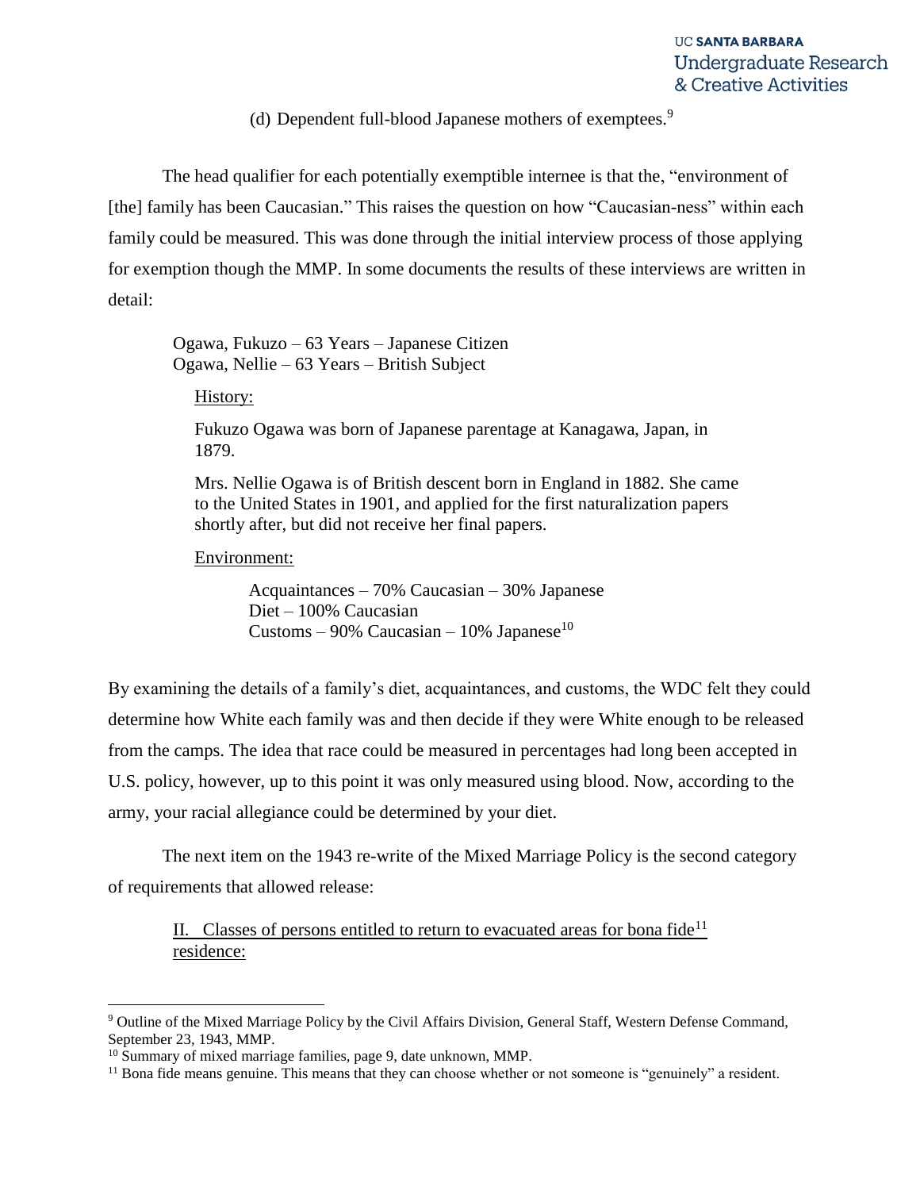(d) Dependent full-blood Japanese mothers of exemptees.[9]

The head qualifier for each potentially exemptible internee is that the, "environment of [the] family has been Caucasian." This raises the question on how "Caucasian-ness" within each family could be measured. This was done through the initial interview process of those applying for exemption though the MMP. In some documents the results of these interviews are written in detail:

> Ogawa, Fukuzo – 63 Years – Japanese Citizen
> Ogawa, Nellie – 63 Years – British Subject
>
> <u>History:</u>
>
> Fukuzo Ogawa was born of Japanese parentage at Kanagawa, Japan, in 1879.
>
> Mrs. Nellie Ogawa is of British descent born in England in 1882. She came to the United States in 1901, and applied for the first naturalization papers shortly after, but did not receive her final papers.
>
> <u>Environment:</u>
>
> Acquaintances – 70% Caucasian – 30% Japanese
> Diet – 100% Caucasian
> Customs – 90% Caucasian – 10% Japanese[10]

By examining the details of a family's diet, acquaintances, and customs, the WDC felt they could determine how White each family was and then decide if they were White enough to be released from the camps. The idea that race could be measured in percentages had long been accepted in U.S. policy, however, up to this point it was only measured using blood. Now, according to the army, your racial allegiance could be determined by your diet.

The next item on the 1943 re-write of the Mixed Marriage Policy is the second category of requirements that allowed release:

> <u>II. Classes of persons entitled to return to evacuated areas for bona fide[11] residence:</u>

---

[9] Outline of the Mixed Marriage Policy by the Civil Affairs Division, General Staff, Western Defense Command, September 23, 1943, MMP.

[10] Summary of mixed marriage families, page 9, date unknown, MMP.

[11] Bona fide means genuine. This means that they can choose whether or not someone is "genuinely" a resident.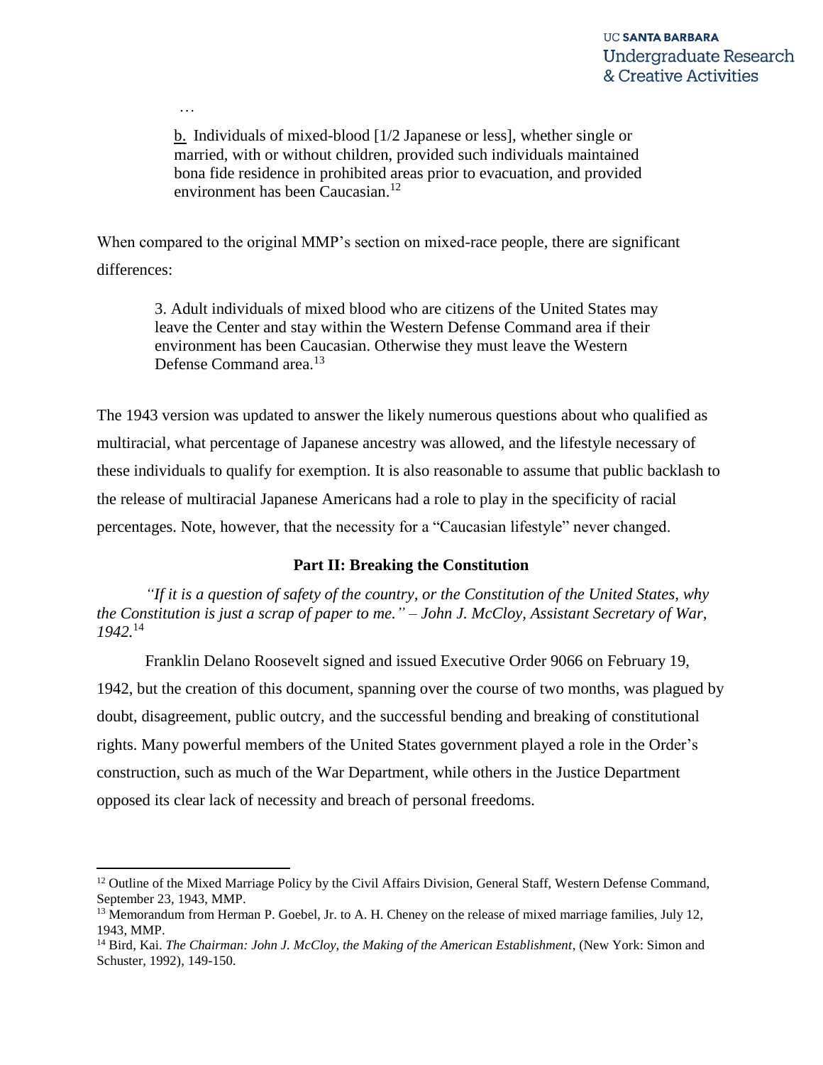…

> <u>b.</u> Individuals of mixed-blood [1/2 Japanese or less], whether single or married, with or without children, provided such individuals maintained bona fide residence in prohibited areas prior to evacuation, and provided environment has been Caucasian.[12]

When compared to the original MMP's section on mixed-race people, there are significant differences:

> 3. Adult individuals of mixed blood who are citizens of the United States may leave the Center and stay within the Western Defense Command area if their environment has been Caucasian. Otherwise they must leave the Western Defense Command area.[13]

The 1943 version was updated to answer the likely numerous questions about who qualified as multiracial, what percentage of Japanese ancestry was allowed, and the lifestyle necessary of these individuals to qualify for exemption. It is also reasonable to assume that public backlash to the release of multiracial Japanese Americans had a role to play in the specificity of racial percentages. Note, however, that the necessity for a "Caucasian lifestyle" never changed.

## Part II: Breaking the Constitution

*"If it is a question of safety of the country, or the Constitution of the United States, why the Constitution is just a scrap of paper to me." – John J. McCloy, Assistant Secretary of War, 1942.*[14]

Franklin Delano Roosevelt signed and issued Executive Order 9066 on February 19, 1942, but the creation of this document, spanning over the course of two months, was plagued by doubt, disagreement, public outcry, and the successful bending and breaking of constitutional rights. Many powerful members of the United States government played a role in the Order's construction, such as much of the War Department, while others in the Justice Department opposed its clear lack of necessity and breach of personal freedoms.

---

[12] Outline of the Mixed Marriage Policy by the Civil Affairs Division, General Staff, Western Defense Command, September 23, 1943, MMP.

[13] Memorandum from Herman P. Goebel, Jr. to A. H. Cheney on the release of mixed marriage families, July 12, 1943, MMP.

[14] Bird, Kai. *The Chairman: John J. McCloy, the Making of the American Establishment*, (New York: Simon and Schuster, 1992), 149-150.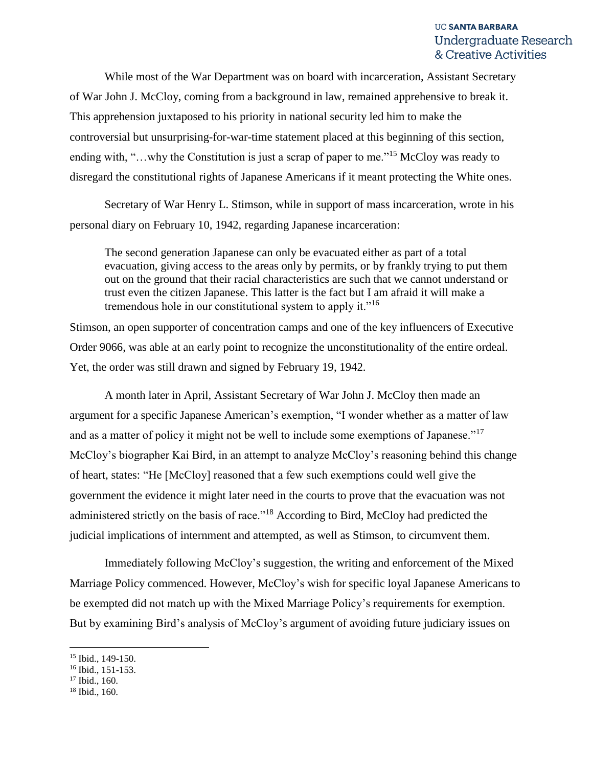While most of the War Department was on board with incarceration, Assistant Secretary of War John J. McCloy, coming from a background in law, remained apprehensive to break it. This apprehension juxtaposed to his priority in national security led him to make the controversial but unsurprising-for-war-time statement placed at this beginning of this section, ending with, "…why the Constitution is just a scrap of paper to me."[15] McCloy was ready to disregard the constitutional rights of Japanese Americans if it meant protecting the White ones.

Secretary of War Henry L. Stimson, while in support of mass incarceration, wrote in his personal diary on February 10, 1942, regarding Japanese incarceration:

> The second generation Japanese can only be evacuated either as part of a total evacuation, giving access to the areas only by permits, or by frankly trying to put them out on the ground that their racial characteristics are such that we cannot understand or trust even the citizen Japanese. This latter is the fact but I am afraid it will make a tremendous hole in our constitutional system to apply it."[16]

Stimson, an open supporter of concentration camps and one of the key influencers of Executive Order 9066, was able at an early point to recognize the unconstitutionality of the entire ordeal. Yet, the order was still drawn and signed by February 19, 1942.

A month later in April, Assistant Secretary of War John J. McCloy then made an argument for a specific Japanese American's exemption, "I wonder whether as a matter of law and as a matter of policy it might not be well to include some exemptions of Japanese."[17] McCloy's biographer Kai Bird, in an attempt to analyze McCloy's reasoning behind this change of heart, states: "He [McCloy] reasoned that a few such exemptions could well give the government the evidence it might later need in the courts to prove that the evacuation was not administered strictly on the basis of race."[18] According to Bird, McCloy had predicted the judicial implications of internment and attempted, as well as Stimson, to circumvent them.

Immediately following McCloy's suggestion, the writing and enforcement of the Mixed Marriage Policy commenced. However, McCloy's wish for specific loyal Japanese Americans to be exempted did not match up with the Mixed Marriage Policy's requirements for exemption. But by examining Bird's analysis of McCloy's argument of avoiding future judiciary issues on

---

[15] Ibid., 149-150.

[16] Ibid., 151-153.

[17] Ibid., 160.

[18] Ibid., 160.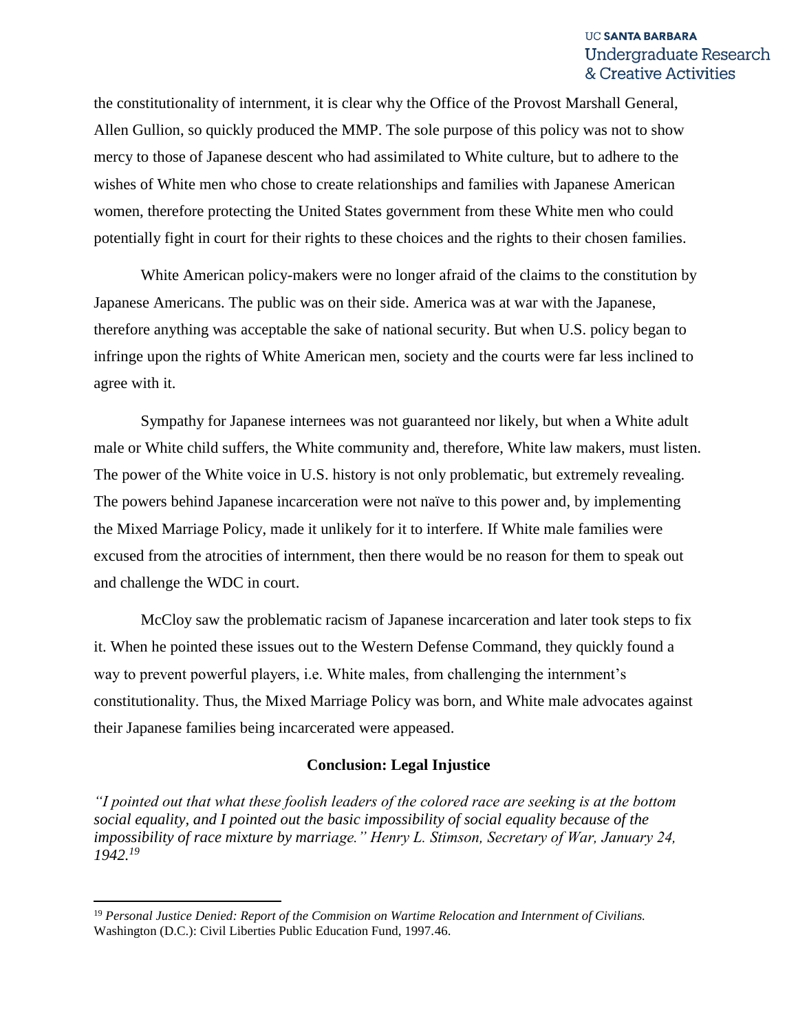the constitutionality of internment, it is clear why the Office of the Provost Marshall General, Allen Gullion, so quickly produced the MMP. The sole purpose of this policy was not to show mercy to those of Japanese descent who had assimilated to White culture, but to adhere to the wishes of White men who chose to create relationships and families with Japanese American women, therefore protecting the United States government from these White men who could potentially fight in court for their rights to these choices and the rights to their chosen families.

White American policy-makers were no longer afraid of the claims to the constitution by Japanese Americans. The public was on their side. America was at war with the Japanese, therefore anything was acceptable the sake of national security. But when U.S. policy began to infringe upon the rights of White American men, society and the courts were far less inclined to agree with it.

Sympathy for Japanese internees was not guaranteed nor likely, but when a White adult male or White child suffers, the White community and, therefore, White law makers, must listen. The power of the White voice in U.S. history is not only problematic, but extremely revealing. The powers behind Japanese incarceration were not naïve to this power and, by implementing the Mixed Marriage Policy, made it unlikely for it to interfere. If White male families were excused from the atrocities of internment, then there would be no reason for them to speak out and challenge the WDC in court.

McCloy saw the problematic racism of Japanese incarceration and later took steps to fix it. When he pointed these issues out to the Western Defense Command, they quickly found a way to prevent powerful players, i.e. White males, from challenging the internment's constitutionality. Thus, the Mixed Marriage Policy was born, and White male advocates against their Japanese families being incarcerated were appeased.

## Conclusion: Legal Injustice

*"I pointed out that what these foolish leaders of the colored race are seeking is at the bottom social equality, and I pointed out the basic impossibility of social equality because of the impossibility of race mixture by marriage." Henry L. Stimson, Secretary of War, January 24, 1942.*[19]

---

[19] *Personal Justice Denied: Report of the Commision on Wartime Relocation and Internment of Civilians.* Washington (D.C.): Civil Liberties Public Education Fund, 1997.46.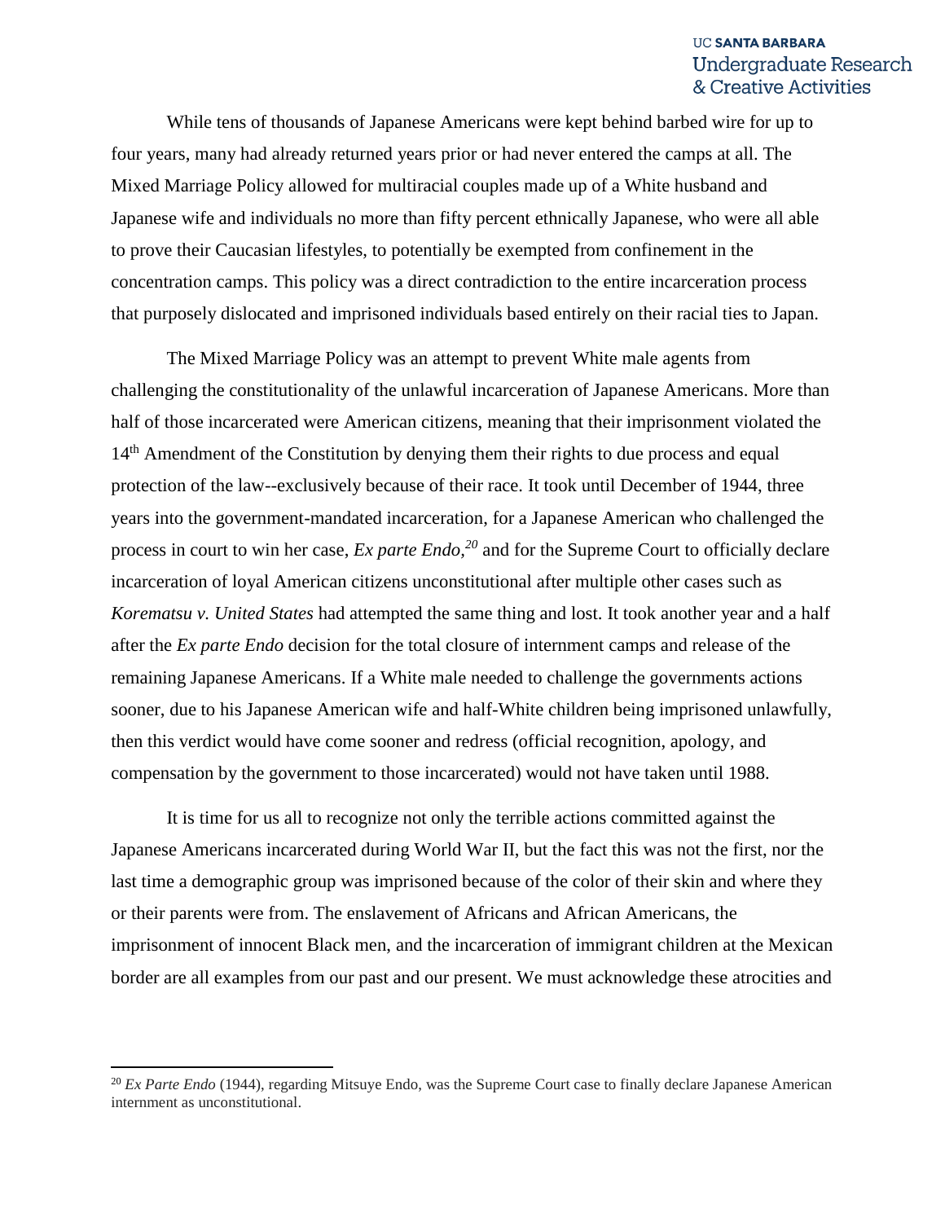While tens of thousands of Japanese Americans were kept behind barbed wire for up to four years, many had already returned years prior or had never entered the camps at all. The Mixed Marriage Policy allowed for multiracial couples made up of a White husband and Japanese wife and individuals no more than fifty percent ethnically Japanese, who were all able to prove their Caucasian lifestyles, to potentially be exempted from confinement in the concentration camps. This policy was a direct contradiction to the entire incarceration process that purposely dislocated and imprisoned individuals based entirely on their racial ties to Japan.

The Mixed Marriage Policy was an attempt to prevent White male agents from challenging the constitutionality of the unlawful incarceration of Japanese Americans. More than half of those incarcerated were American citizens, meaning that their imprisonment violated the 14th Amendment of the Constitution by denying them their rights to due process and equal protection of the law--exclusively because of their race. It took until December of 1944, three years into the government-mandated incarceration, for a Japanese American who challenged the process in court to win her case, *Ex parte Endo,*[20] and for the Supreme Court to officially declare incarceration of loyal American citizens unconstitutional after multiple other cases such as *Korematsu v. United States* had attempted the same thing and lost. It took another year and a half after the *Ex parte Endo* decision for the total closure of internment camps and release of the remaining Japanese Americans. If a White male needed to challenge the governments actions sooner, due to his Japanese American wife and half-White children being imprisoned unlawfully, then this verdict would have come sooner and redress (official recognition, apology, and compensation by the government to those incarcerated) would not have taken until 1988.

It is time for us all to recognize not only the terrible actions committed against the Japanese Americans incarcerated during World War II, but the fact this was not the first, nor the last time a demographic group was imprisoned because of the color of their skin and where they or their parents were from. The enslavement of Africans and African Americans, the imprisonment of innocent Black men, and the incarceration of immigrant children at the Mexican border are all examples from our past and our present. We must acknowledge these atrocities and

---

[20] *Ex Parte Endo* (1944), regarding Mitsuye Endo, was the Supreme Court case to finally declare Japanese American internment as unconstitutional.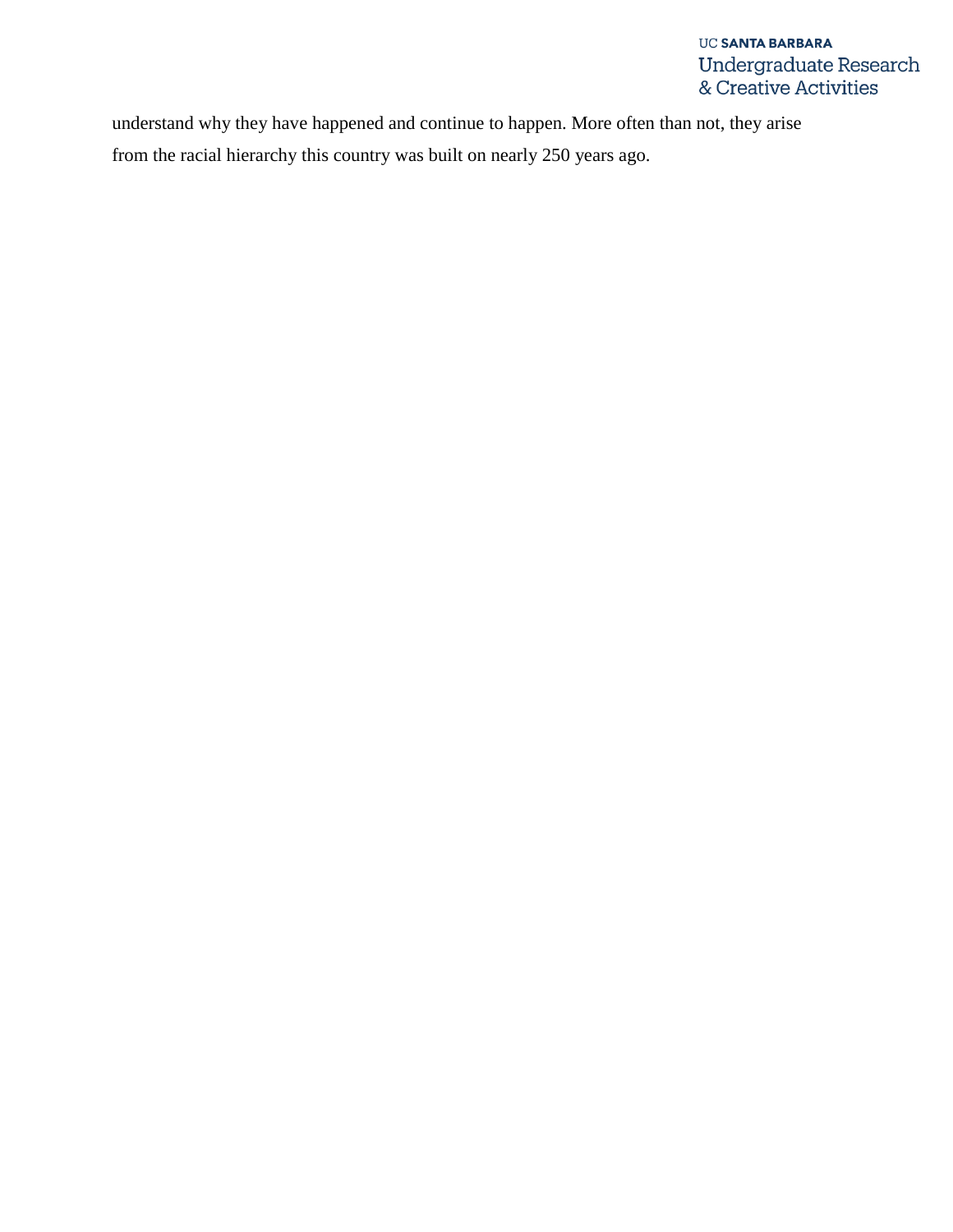understand why they have happened and continue to happen. More often than not, they arise from the racial hierarchy this country was built on nearly 250 years ago.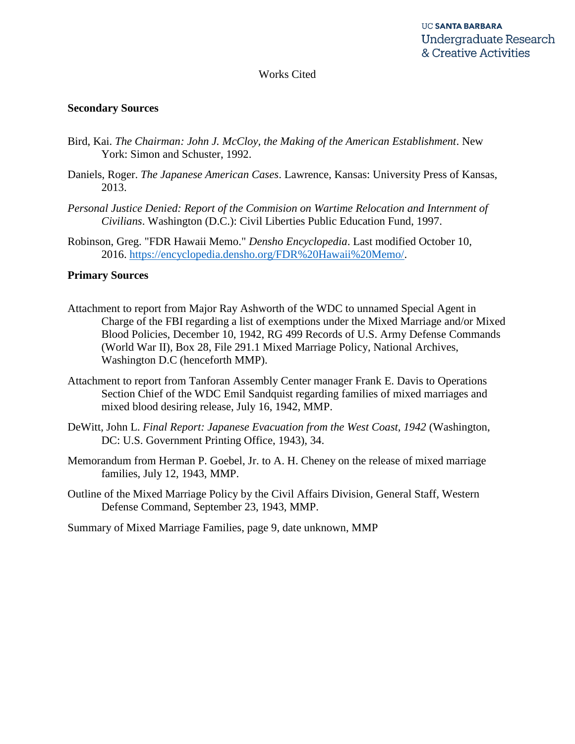# Works Cited

## Secondary Sources

Bird, Kai. *The Chairman: John J. McCloy, the Making of the American Establishment*. New York: Simon and Schuster, 1992.

Daniels, Roger. *The Japanese American Cases*. Lawrence, Kansas: University Press of Kansas, 2013.

*Personal Justice Denied: Report of the Commision on Wartime Relocation and Internment of Civilians*. Washington (D.C.): Civil Liberties Public Education Fund, 1997.

Robinson, Greg. "FDR Hawaii Memo." *Densho Encyclopedia*. Last modified October 10, 2016. https://encyclopedia.densho.org/FDR%20Hawaii%20Memo/.

## Primary Sources

Attachment to report from Major Ray Ashworth of the WDC to unnamed Special Agent in Charge of the FBI regarding a list of exemptions under the Mixed Marriage and/or Mixed Blood Policies, December 10, 1942, RG 499 Records of U.S. Army Defense Commands (World War II), Box 28, File 291.1 Mixed Marriage Policy, National Archives, Washington D.C (henceforth MMP).

Attachment to report from Tanforan Assembly Center manager Frank E. Davis to Operations Section Chief of the WDC Emil Sandquist regarding families of mixed marriages and mixed blood desiring release, July 16, 1942, MMP.

DeWitt, John L. *Final Report: Japanese Evacuation from the West Coast, 1942* (Washington, DC: U.S. Government Printing Office, 1943), 34.

Memorandum from Herman P. Goebel, Jr. to A. H. Cheney on the release of mixed marriage families, July 12, 1943, MMP.

Outline of the Mixed Marriage Policy by the Civil Affairs Division, General Staff, Western Defense Command, September 23, 1943, MMP.

Summary of Mixed Marriage Families, page 9, date unknown, MMP